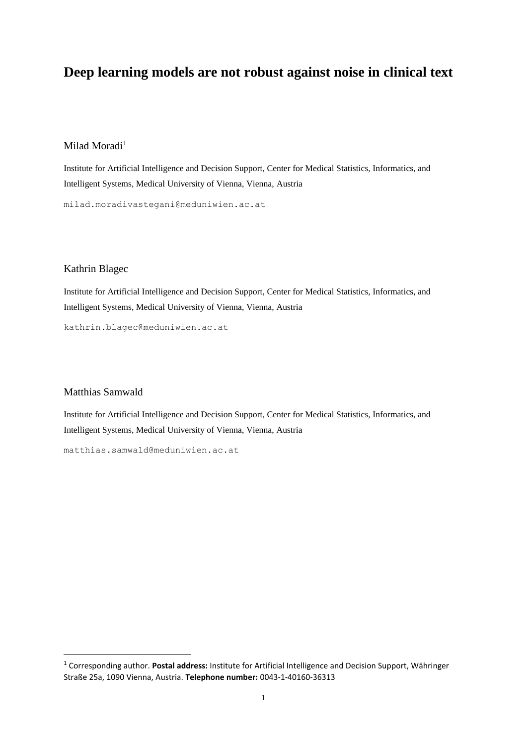# Deep learning models are not robust against noise in clinical text

Milad Moradi[1]

Institute for Artificial Intelligence and Decision Support, Center for Medical Statistics, Informatics, and Intelligent Systems, Medical University of Vienna, Vienna, Austria

milad.moradivastegani@meduniwien.ac.at

Kathrin Blagec

Institute for Artificial Intelligence and Decision Support, Center for Medical Statistics, Informatics, and Intelligent Systems, Medical University of Vienna, Vienna, Austria

kathrin.blagec@meduniwien.ac.at

Matthias Samwald

Institute for Artificial Intelligence and Decision Support, Center for Medical Statistics, Informatics, and Intelligent Systems, Medical University of Vienna, Vienna, Austria

matthias.samwald@meduniwien.ac.at

[1] Corresponding author. **Postal address:** Institute for Artificial Intelligence and Decision Support, Währinger Straße 25a, 1090 Vienna, Austria. **Telephone number:** 0043-1-40160-36313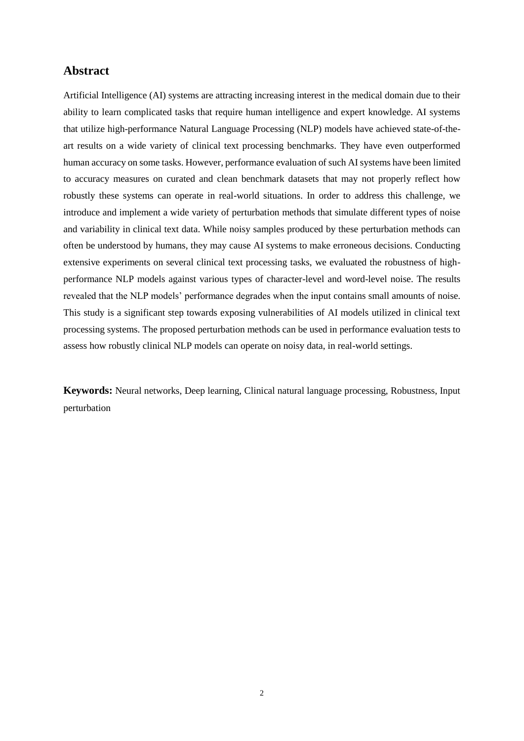## Abstract

Artificial Intelligence (AI) systems are attracting increasing interest in the medical domain due to their ability to learn complicated tasks that require human intelligence and expert knowledge. AI systems that utilize high-performance Natural Language Processing (NLP) models have achieved state-of-the-art results on a wide variety of clinical text processing benchmarks. They have even outperformed human accuracy on some tasks. However, performance evaluation of such AI systems have been limited to accuracy measures on curated and clean benchmark datasets that may not properly reflect how robustly these systems can operate in real-world situations. In order to address this challenge, we introduce and implement a wide variety of perturbation methods that simulate different types of noise and variability in clinical text data. While noisy samples produced by these perturbation methods can often be understood by humans, they may cause AI systems to make erroneous decisions. Conducting extensive experiments on several clinical text processing tasks, we evaluated the robustness of high-performance NLP models against various types of character-level and word-level noise. The results revealed that the NLP models' performance degrades when the input contains small amounts of noise. This study is a significant step towards exposing vulnerabilities of AI models utilized in clinical text processing systems. The proposed perturbation methods can be used in performance evaluation tests to assess how robustly clinical NLP models can operate on noisy data, in real-world settings.

**Keywords:** Neural networks, Deep learning, Clinical natural language processing, Robustness, Input perturbation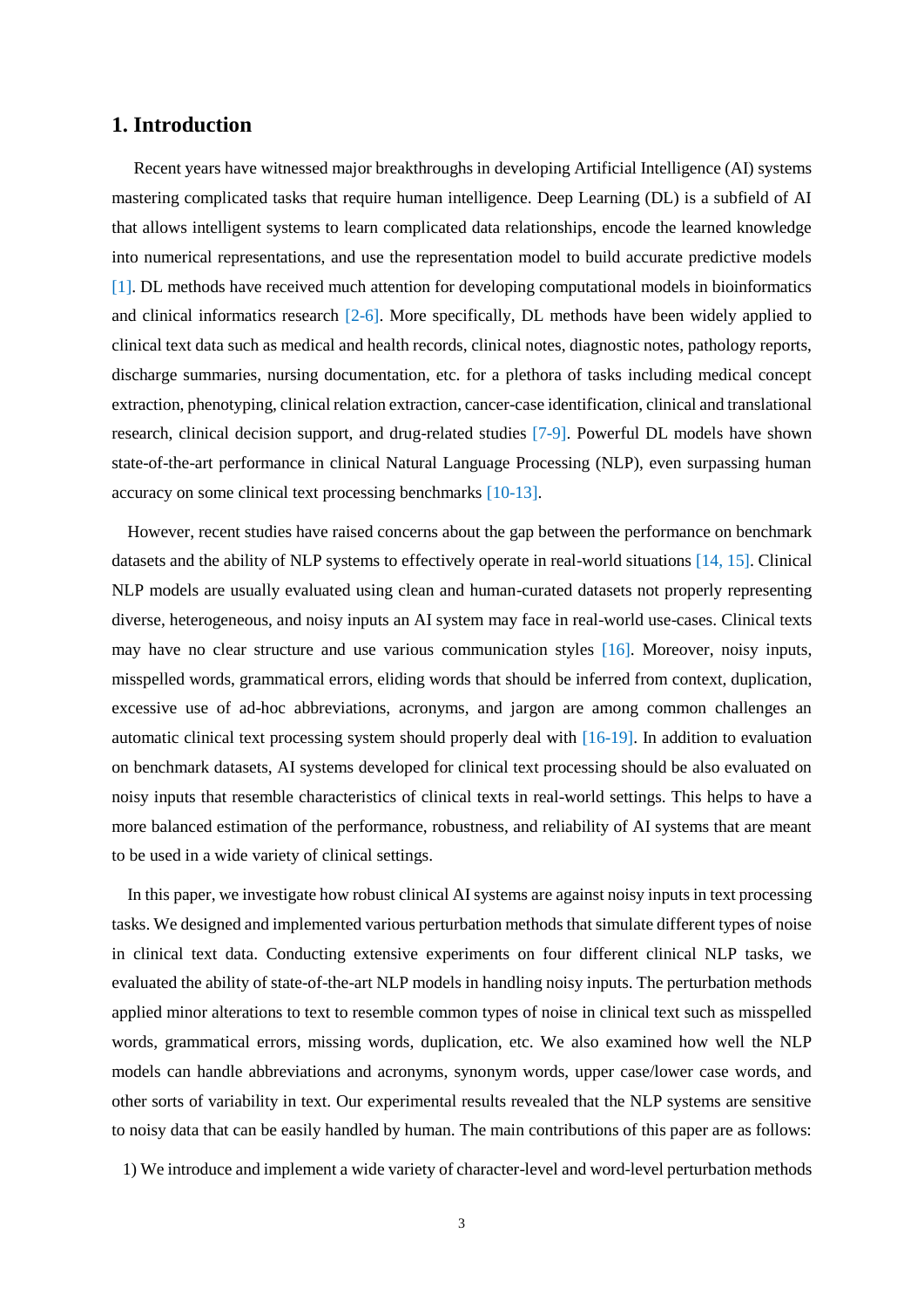## 1. Introduction

Recent years have witnessed major breakthroughs in developing Artificial Intelligence (AI) systems mastering complicated tasks that require human intelligence. Deep Learning (DL) is a subfield of AI that allows intelligent systems to learn complicated data relationships, encode the learned knowledge into numerical representations, and use the representation model to build accurate predictive models [1]. DL methods have received much attention for developing computational models in bioinformatics and clinical informatics research [2-6]. More specifically, DL methods have been widely applied to clinical text data such as medical and health records, clinical notes, diagnostic notes, pathology reports, discharge summaries, nursing documentation, etc. for a plethora of tasks including medical concept extraction, phenotyping, clinical relation extraction, cancer-case identification, clinical and translational research, clinical decision support, and drug-related studies [7-9]. Powerful DL models have shown state-of-the-art performance in clinical Natural Language Processing (NLP), even surpassing human accuracy on some clinical text processing benchmarks [10-13].

However, recent studies have raised concerns about the gap between the performance on benchmark datasets and the ability of NLP systems to effectively operate in real-world situations [14, 15]. Clinical NLP models are usually evaluated using clean and human-curated datasets not properly representing diverse, heterogeneous, and noisy inputs an AI system may face in real-world use-cases. Clinical texts may have no clear structure and use various communication styles [16]. Moreover, noisy inputs, misspelled words, grammatical errors, eliding words that should be inferred from context, duplication, excessive use of ad-hoc abbreviations, acronyms, and jargon are among common challenges an automatic clinical text processing system should properly deal with [16-19]. In addition to evaluation on benchmark datasets, AI systems developed for clinical text processing should be also evaluated on noisy inputs that resemble characteristics of clinical texts in real-world settings. This helps to have a more balanced estimation of the performance, robustness, and reliability of AI systems that are meant to be used in a wide variety of clinical settings.

In this paper, we investigate how robust clinical AI systems are against noisy inputs in text processing tasks. We designed and implemented various perturbation methods that simulate different types of noise in clinical text data. Conducting extensive experiments on four different clinical NLP tasks, we evaluated the ability of state-of-the-art NLP models in handling noisy inputs. The perturbation methods applied minor alterations to text to resemble common types of noise in clinical text such as misspelled words, grammatical errors, missing words, duplication, etc. We also examined how well the NLP models can handle abbreviations and acronyms, synonym words, upper case/lower case words, and other sorts of variability in text. Our experimental results revealed that the NLP systems are sensitive to noisy data that can be easily handled by human. The main contributions of this paper are as follows:

1) We introduce and implement a wide variety of character-level and word-level perturbation methods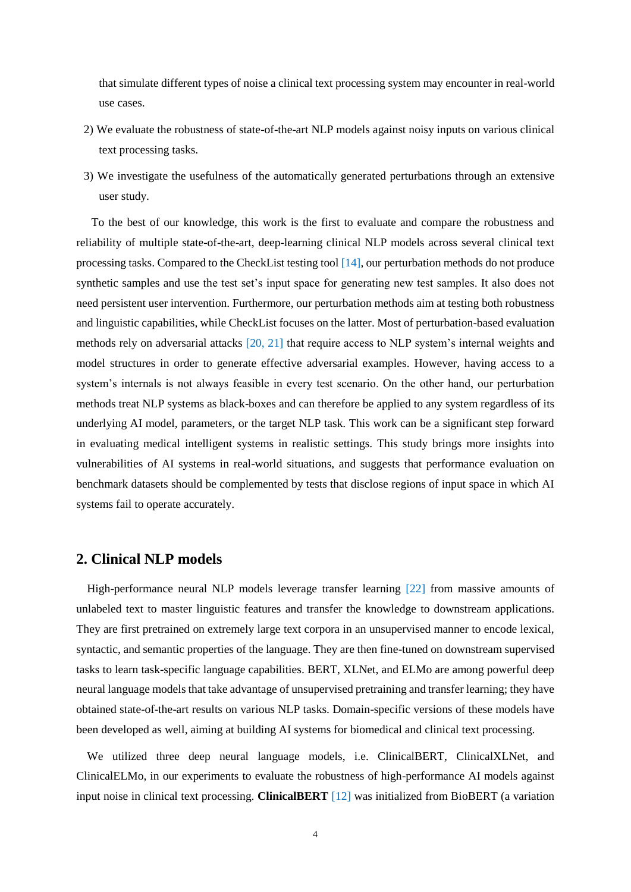that simulate different types of noise a clinical text processing system may encounter in real-world use cases.

2) We evaluate the robustness of state-of-the-art NLP models against noisy inputs on various clinical text processing tasks.

3) We investigate the usefulness of the automatically generated perturbations through an extensive user study.

To the best of our knowledge, this work is the first to evaluate and compare the robustness and reliability of multiple state-of-the-art, deep-learning clinical NLP models across several clinical text processing tasks. Compared to the CheckList testing tool [14], our perturbation methods do not produce synthetic samples and use the test set's input space for generating new test samples. It also does not need persistent user intervention. Furthermore, our perturbation methods aim at testing both robustness and linguistic capabilities, while CheckList focuses on the latter. Most of perturbation-based evaluation methods rely on adversarial attacks [20, 21] that require access to NLP system's internal weights and model structures in order to generate effective adversarial examples. However, having access to a system's internals is not always feasible in every test scenario. On the other hand, our perturbation methods treat NLP systems as black-boxes and can therefore be applied to any system regardless of its underlying AI model, parameters, or the target NLP task. This work can be a significant step forward in evaluating medical intelligent systems in realistic settings. This study brings more insights into vulnerabilities of AI systems in real-world situations, and suggests that performance evaluation on benchmark datasets should be complemented by tests that disclose regions of input space in which AI systems fail to operate accurately.

## 2. Clinical NLP models

High-performance neural NLP models leverage transfer learning [22] from massive amounts of unlabeled text to master linguistic features and transfer the knowledge to downstream applications. They are first pretrained on extremely large text corpora in an unsupervised manner to encode lexical, syntactic, and semantic properties of the language. They are then fine-tuned on downstream supervised tasks to learn task-specific language capabilities. BERT, XLNet, and ELMo are among powerful deep neural language models that take advantage of unsupervised pretraining and transfer learning; they have obtained state-of-the-art results on various NLP tasks. Domain-specific versions of these models have been developed as well, aiming at building AI systems for biomedical and clinical text processing.

We utilized three deep neural language models, i.e. ClinicalBERT, ClinicalXLNet, and ClinicalELMo, in our experiments to evaluate the robustness of high-performance AI models against input noise in clinical text processing. **ClinicalBERT** [12] was initialized from BioBERT (a variation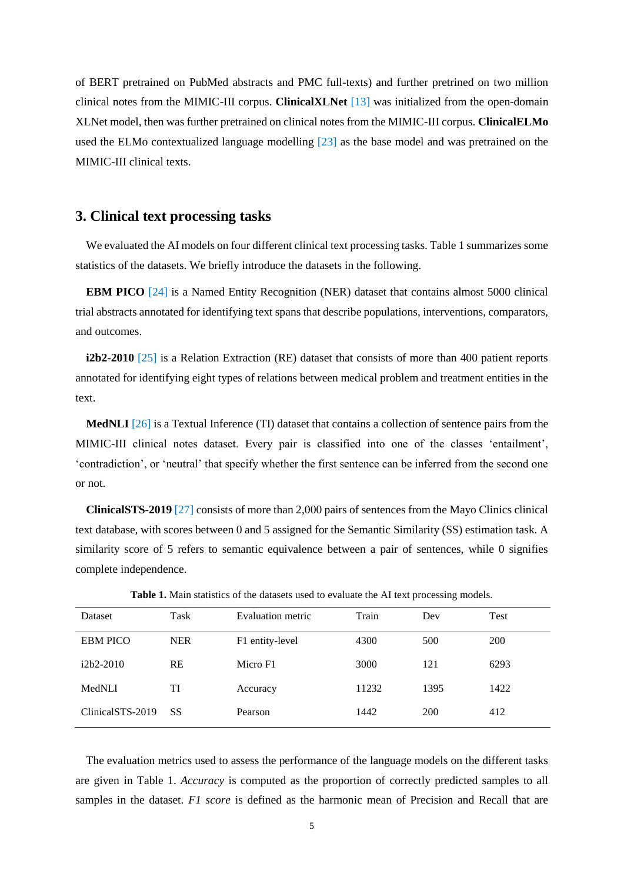of BERT pretrained on PubMed abstracts and PMC full-texts) and further pretrined on two million clinical notes from the MIMIC-III corpus. **ClinicalXLNet** [13] was initialized from the open-domain XLNet model, then was further pretrained on clinical notes from the MIMIC-III corpus. **ClinicalELMo** used the ELMo contextualized language modelling [23] as the base model and was pretrained on the MIMIC-III clinical texts.

## 3. Clinical text processing tasks

We evaluated the AI models on four different clinical text processing tasks. Table 1 summarizes some statistics of the datasets. We briefly introduce the datasets in the following.

**EBM PICO** [24] is a Named Entity Recognition (NER) dataset that contains almost 5000 clinical trial abstracts annotated for identifying text spans that describe populations, interventions, comparators, and outcomes.

**i2b2-2010** [25] is a Relation Extraction (RE) dataset that consists of more than 400 patient reports annotated for identifying eight types of relations between medical problem and treatment entities in the text.

**MedNLI** [26] is a Textual Inference (TI) dataset that contains a collection of sentence pairs from the MIMIC-III clinical notes dataset. Every pair is classified into one of the classes 'entailment', 'contradiction', or 'neutral' that specify whether the first sentence can be inferred from the second one or not.

**ClinicalSTS-2019** [27] consists of more than 2,000 pairs of sentences from the Mayo Clinics clinical text database, with scores between 0 and 5 assigned for the Semantic Similarity (SS) estimation task. A similarity score of 5 refers to semantic equivalence between a pair of sentences, while 0 signifies complete independence.

**Table 1.** Main statistics of the datasets used to evaluate the AI text processing models.

| Dataset | Task | Evaluation metric | Train | Dev | Test |
|---|---|---|---|---|---|
| EBM PICO | NER | F1 entity-level | 4300 | 500 | 200 |
| i2b2-2010 | RE | Micro F1 | 3000 | 121 | 6293 |
| MedNLI | TI | Accuracy | 11232 | 1395 | 1422 |
| ClinicalSTS-2019 | SS | Pearson | 1442 | 200 | 412 |

The evaluation metrics used to assess the performance of the language models on the different tasks are given in Table 1. *Accuracy* is computed as the proportion of correctly predicted samples to all samples in the dataset. *F1 score* is defined as the harmonic mean of Precision and Recall that are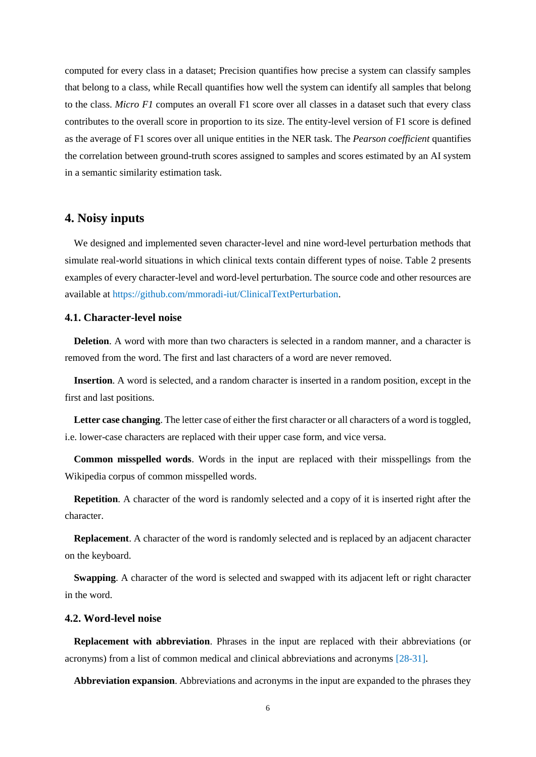computed for every class in a dataset; Precision quantifies how precise a system can classify samples that belong to a class, while Recall quantifies how well the system can identify all samples that belong to the class. *Micro F1* computes an overall F1 score over all classes in a dataset such that every class contributes to the overall score in proportion to its size. The entity-level version of F1 score is defined as the average of F1 scores over all unique entities in the NER task. The *Pearson coefficient* quantifies the correlation between ground-truth scores assigned to samples and scores estimated by an AI system in a semantic similarity estimation task.

## 4. Noisy inputs

We designed and implemented seven character-level and nine word-level perturbation methods that simulate real-world situations in which clinical texts contain different types of noise. Table 2 presents examples of every character-level and word-level perturbation. The source code and other resources are available at https://github.com/mmoradi-iut/ClinicalTextPerturbation.

### 4.1. Character-level noise

**Deletion**. A word with more than two characters is selected in a random manner, and a character is removed from the word. The first and last characters of a word are never removed.

**Insertion**. A word is selected, and a random character is inserted in a random position, except in the first and last positions.

**Letter case changing**. The letter case of either the first character or all characters of a word is toggled, i.e. lower-case characters are replaced with their upper case form, and vice versa.

**Common misspelled words**. Words in the input are replaced with their misspellings from the Wikipedia corpus of common misspelled words.

**Repetition**. A character of the word is randomly selected and a copy of it is inserted right after the character.

**Replacement**. A character of the word is randomly selected and is replaced by an adjacent character on the keyboard.

**Swapping**. A character of the word is selected and swapped with its adjacent left or right character in the word.

### 4.2. Word-level noise

**Replacement with abbreviation**. Phrases in the input are replaced with their abbreviations (or acronyms) from a list of common medical and clinical abbreviations and acronyms [28-31].

**Abbreviation expansion**. Abbreviations and acronyms in the input are expanded to the phrases they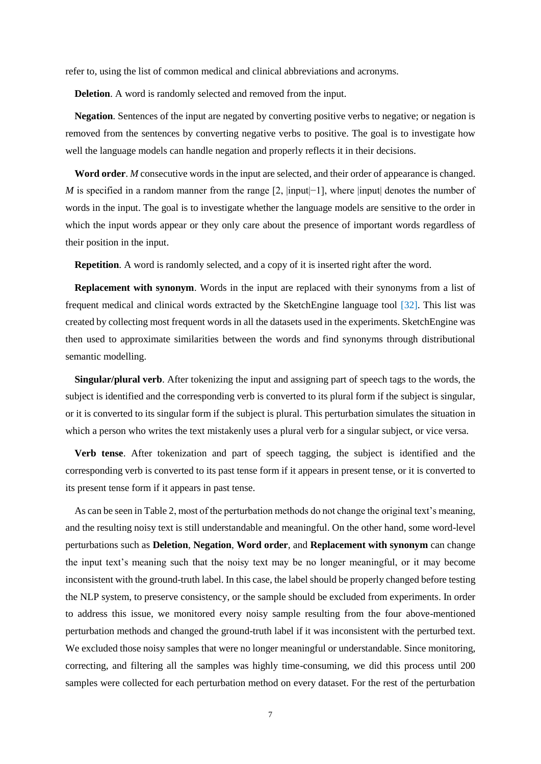refer to, using the list of common medical and clinical abbreviations and acronyms.

**Deletion**. A word is randomly selected and removed from the input.

**Negation**. Sentences of the input are negated by converting positive verbs to negative; or negation is removed from the sentences by converting negative verbs to positive. The goal is to investigate how well the language models can handle negation and properly reflects it in their decisions.

**Word order**. *M* consecutive words in the input are selected, and their order of appearance is changed. *M* is specified in a random manner from the range [2, |input|−1], where |input| denotes the number of words in the input. The goal is to investigate whether the language models are sensitive to the order in which the input words appear or they only care about the presence of important words regardless of their position in the input.

**Repetition**. A word is randomly selected, and a copy of it is inserted right after the word.

**Replacement with synonym**. Words in the input are replaced with their synonyms from a list of frequent medical and clinical words extracted by the SketchEngine language tool [32]. This list was created by collecting most frequent words in all the datasets used in the experiments. SketchEngine was then used to approximate similarities between the words and find synonyms through distributional semantic modelling.

**Singular/plural verb**. After tokenizing the input and assigning part of speech tags to the words, the subject is identified and the corresponding verb is converted to its plural form if the subject is singular, or it is converted to its singular form if the subject is plural. This perturbation simulates the situation in which a person who writes the text mistakenly uses a plural verb for a singular subject, or vice versa.

**Verb tense**. After tokenization and part of speech tagging, the subject is identified and the corresponding verb is converted to its past tense form if it appears in present tense, or it is converted to its present tense form if it appears in past tense.

As can be seen in Table 2, most of the perturbation methods do not change the original text's meaning, and the resulting noisy text is still understandable and meaningful. On the other hand, some word-level perturbations such as **Deletion**, **Negation**, **Word order**, and **Replacement with synonym** can change the input text's meaning such that the noisy text may be no longer meaningful, or it may become inconsistent with the ground-truth label. In this case, the label should be properly changed before testing the NLP system, to preserve consistency, or the sample should be excluded from experiments. In order to address this issue, we monitored every noisy sample resulting from the four above-mentioned perturbation methods and changed the ground-truth label if it was inconsistent with the perturbed text. We excluded those noisy samples that were no longer meaningful or understandable. Since monitoring, correcting, and filtering all the samples was highly time-consuming, we did this process until 200 samples were collected for each perturbation method on every dataset. For the rest of the perturbation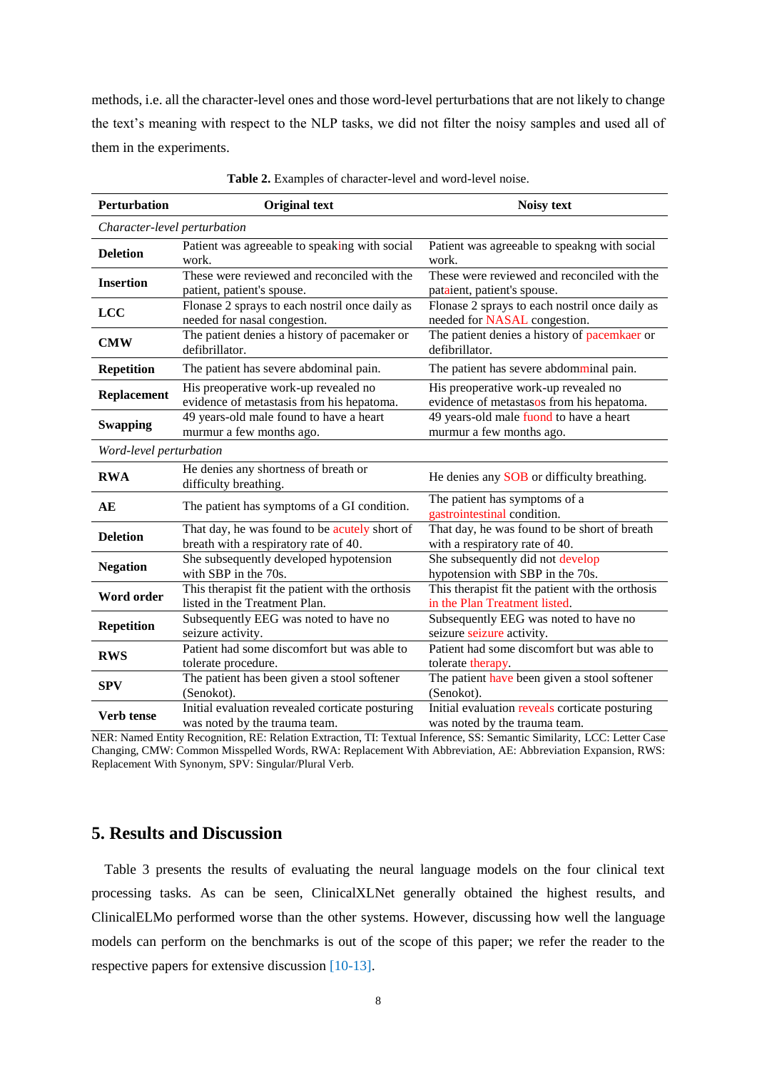methods, i.e. all the character-level ones and those word-level perturbations that are not likely to change the text's meaning with respect to the NLP tasks, we did not filter the noisy samples and used all of them in the experiments.

**Table 2.** Examples of character-level and word-level noise.

| Perturbation | Original text | Noisy text |
|---|---|---|
| *Character-level perturbation* | | |
| **Deletion** | Patient was agreeable to speaking with social work. | Patient was agreeable to speakng with social work. |
| **Insertion** | These were reviewed and reconciled with the patient, patient's spouse. | These were reviewed and reconciled with the pataient, patient's spouse. |
| **LCC** | Flonase 2 sprays to each nostril once daily as needed for nasal congestion. | Flonase 2 sprays to each nostril once daily as needed for NASAL congestion. |
| **CMW** | The patient denies a history of pacemaker or defibrillator. | The patient denies a history of pacemkaer or defibrillator. |
| **Repetition** | The patient has severe abdominal pain. | The patient has severe abdommminal pain. |
| **Replacement** | His preoperative work-up revealed no evidence of metastasis from his hepatoma. | His preoperative work-up revealed no evidence of metastasos from his hepatoma. |
| **Swapping** | 49 years-old male found to have a heart murmur a few months ago. | 49 years-old male fuond to have a heart murmur a few months ago. |
| *Word-level perturbation* | | |
| **RWA** | He denies any shortness of breath or difficulty breathing. | He denies any SOB or difficulty breathing. |
| **AE** | The patient has symptoms of a GI condition. | The patient has symptoms of a gastrointestinal condition. |
| **Deletion** | That day, he was found to be acutely short of breath with a respiratory rate of 40. | That day, he was found to be short of breath with a respiratory rate of 40. |
| **Negation** | She subsequently developed hypotension with SBP in the 70s. | She subsequently did not develop hypotension with SBP in the 70s. |
| **Word order** | This therapist fit the patient with the orthosis listed in the Treatment Plan. | This therapist fit the patient with the orthosis in the Plan Treatment listed. |
| **Repetition** | Subsequently EEG was noted to have no seizure activity. | Subsequently EEG was noted to have no seizure seizure activity. |
| **RWS** | Patient had some discomfort but was able to tolerate procedure. | Patient had some discomfort but was able to tolerate therapy. |
| **SPV** | The patient has been given a stool softener (Senokot). | The patient have been given a stool softener (Senokot). |
| **Verb tense** | Initial evaluation revealed corticate posturing was noted by the trauma team. | Initial evaluation reveals corticate posturing was noted by the trauma team. |

NER: Named Entity Recognition, RE: Relation Extraction, TI: Textual Inference, SS: Semantic Similarity, LCC: Letter Case Changing, CMW: Common Misspelled Words, RWA: Replacement With Abbreviation, AE: Abbreviation Expansion, RWS: Replacement With Synonym, SPV: Singular/Plural Verb.

## 5. Results and Discussion

Table 3 presents the results of evaluating the neural language models on the four clinical text processing tasks. As can be seen, ClinicalXLNet generally obtained the highest results, and ClinicalELMo performed worse than the other systems. However, discussing how well the language models can perform on the benchmarks is out of the scope of this paper; we refer the reader to the respective papers for extensive discussion [10-13].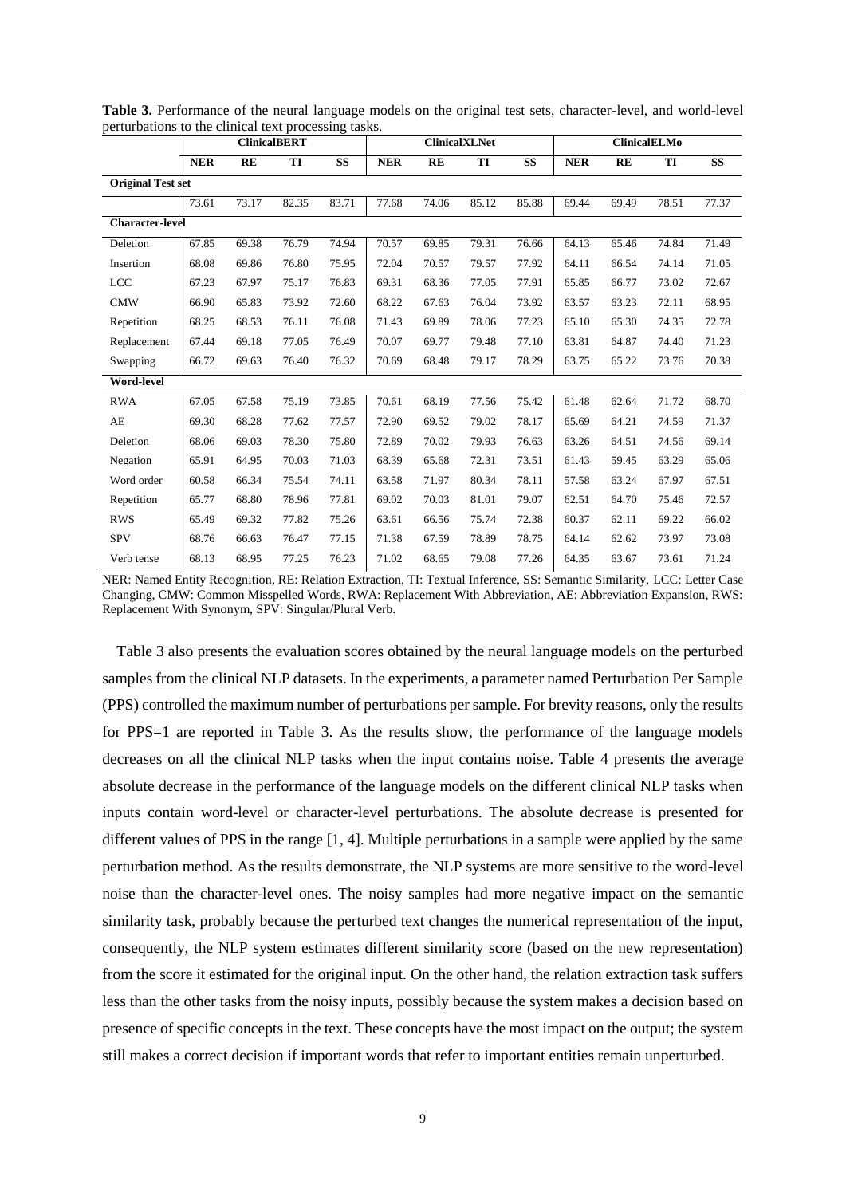**Table 3.** Performance of the neural language models on the original test sets, character-level, and world-level perturbations to the clinical text processing tasks.

| | ClinicalBERT | | | | ClinicalXLNet | | | | ClinicalELMo | | | |
|---|---|---|---|---|---|---|---|---|---|---|---|---|
| | **NER** | **RE** | **TI** | **SS** | **NER** | **RE** | **TI** | **SS** | **NER** | **RE** | **TI** | **SS** |
| **Original Test set** | | | | | | | | | | | | |
| | 73.61 | 73.17 | 82.35 | 83.71 | 77.68 | 74.06 | 85.12 | 85.88 | 69.44 | 69.49 | 78.51 | 77.37 |
| **Character-level** | | | | | | | | | | | | |
| Deletion | 67.85 | 69.38 | 76.79 | 74.94 | 70.57 | 69.85 | 79.31 | 76.66 | 64.13 | 65.46 | 74.84 | 71.49 |
| Insertion | 68.08 | 69.86 | 76.80 | 75.95 | 72.04 | 70.57 | 79.57 | 77.92 | 64.11 | 66.54 | 74.14 | 71.05 |
| LCC | 67.23 | 67.97 | 75.17 | 76.83 | 69.31 | 68.36 | 77.05 | 77.91 | 65.85 | 66.77 | 73.02 | 72.67 |
| CMW | 66.90 | 65.83 | 73.92 | 72.60 | 68.22 | 67.63 | 76.04 | 73.92 | 63.57 | 63.23 | 72.11 | 68.95 |
| Repetition | 68.25 | 68.53 | 76.11 | 76.08 | 71.43 | 69.89 | 78.06 | 77.23 | 65.10 | 65.30 | 74.35 | 72.78 |
| Replacement | 67.44 | 69.18 | 77.05 | 76.49 | 70.07 | 69.77 | 79.48 | 77.10 | 63.81 | 64.87 | 74.40 | 71.23 |
| Swapping | 66.72 | 69.63 | 76.40 | 76.32 | 70.69 | 68.48 | 79.17 | 78.29 | 63.75 | 65.22 | 73.76 | 70.38 |
| **Word-level** | | | | | | | | | | | | |
| RWA | 67.05 | 67.58 | 75.19 | 73.85 | 70.61 | 68.19 | 77.56 | 75.42 | 61.48 | 62.64 | 71.72 | 68.70 |
| AE | 69.30 | 68.28 | 77.62 | 77.57 | 72.90 | 69.52 | 79.02 | 78.17 | 65.69 | 64.21 | 74.59 | 71.37 |
| Deletion | 68.06 | 69.03 | 78.30 | 75.80 | 72.89 | 70.02 | 79.93 | 76.63 | 63.26 | 64.51 | 74.56 | 69.14 |
| Negation | 65.91 | 64.95 | 70.03 | 71.03 | 68.39 | 65.68 | 72.31 | 73.51 | 61.43 | 59.45 | 63.29 | 65.06 |
| Word order | 60.58 | 66.34 | 75.54 | 74.11 | 63.58 | 71.97 | 80.34 | 78.11 | 57.58 | 63.24 | 67.97 | 67.51 |
| Repetition | 65.77 | 68.80 | 78.96 | 77.81 | 69.02 | 70.03 | 81.01 | 79.07 | 62.51 | 64.70 | 75.46 | 72.57 |
| RWS | 65.49 | 69.32 | 77.82 | 75.26 | 63.61 | 66.56 | 75.74 | 72.38 | 60.37 | 62.11 | 69.22 | 66.02 |
| SPV | 68.76 | 66.63 | 76.47 | 77.15 | 71.38 | 67.59 | 78.89 | 78.75 | 64.14 | 62.62 | 73.97 | 73.08 |
| Verb tense | 68.13 | 68.95 | 77.25 | 76.23 | 71.02 | 68.65 | 79.08 | 77.26 | 64.35 | 63.67 | 73.61 | 71.24 |

NER: Named Entity Recognition, RE: Relation Extraction, TI: Textual Inference, SS: Semantic Similarity, LCC: Letter Case Changing, CMW: Common Misspelled Words, RWA: Replacement With Abbreviation, AE: Abbreviation Expansion, RWS: Replacement With Synonym, SPV: Singular/Plural Verb.

Table 3 also presents the evaluation scores obtained by the neural language models on the perturbed samples from the clinical NLP datasets. In the experiments, a parameter named Perturbation Per Sample (PPS) controlled the maximum number of perturbations per sample. For brevity reasons, only the results for PPS=1 are reported in Table 3. As the results show, the performance of the language models decreases on all the clinical NLP tasks when the input contains noise. Table 4 presents the average absolute decrease in the performance of the language models on the different clinical NLP tasks when inputs contain word-level or character-level perturbations. The absolute decrease is presented for different values of PPS in the range [1, 4]. Multiple perturbations in a sample were applied by the same perturbation method. As the results demonstrate, the NLP systems are more sensitive to the word-level noise than the character-level ones. The noisy samples had more negative impact on the semantic similarity task, probably because the perturbed text changes the numerical representation of the input, consequently, the NLP system estimates different similarity score (based on the new representation) from the score it estimated for the original input. On the other hand, the relation extraction task suffers less than the other tasks from the noisy inputs, possibly because the system makes a decision based on presence of specific concepts in the text. These concepts have the most impact on the output; the system still makes a correct decision if important words that refer to important entities remain unperturbed.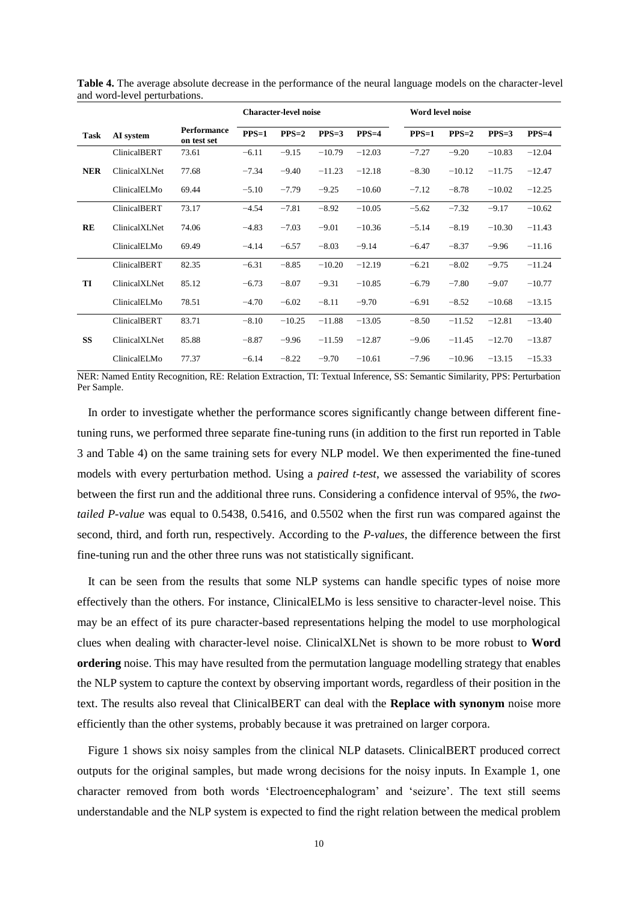**Table 4.** The average absolute decrease in the performance of the neural language models on the character-level and word-level perturbations.

| Task | AI system | Performance on test set | Character-level noise | | | | Word level noise | | | |
|---|---|---|---|---|---|---|---|---|---|---|
| | | | PPS=1 | PPS=2 | PPS=3 | PPS=4 | PPS=1 | PPS=2 | PPS=3 | PPS=4 |
| NER | ClinicalBERT | 73.61 | −6.11 | −9.15 | −10.79 | −12.03 | −7.27 | −9.20 | −10.83 | −12.04 |
| | ClinicalXLNet | 77.68 | −7.34 | −9.40 | −11.23 | −12.18 | −8.30 | −10.12 | −11.75 | −12.47 |
| | ClinicalELMo | 69.44 | −5.10 | −7.79 | −9.25 | −10.60 | −7.12 | −8.78 | −10.02 | −12.25 |
| RE | ClinicalBERT | 73.17 | −4.54 | −7.81 | −8.92 | −10.05 | −5.62 | −7.32 | −9.17 | −10.62 |
| | ClinicalXLNet | 74.06 | −4.83 | −7.03 | −9.01 | −10.36 | −5.14 | −8.19 | −10.30 | −11.43 |
| | ClinicalELMo | 69.49 | −4.14 | −6.57 | −8.03 | −9.14 | −6.47 | −8.37 | −9.96 | −11.16 |
| TI | ClinicalBERT | 82.35 | −6.31 | −8.85 | −10.20 | −12.19 | −6.21 | −8.02 | −9.75 | −11.24 |
| | ClinicalXLNet | 85.12 | −6.73 | −8.07 | −9.31 | −10.85 | −6.79 | −7.80 | −9.07 | −10.77 |
| | ClinicalELMo | 78.51 | −4.70 | −6.02 | −8.11 | −9.70 | −6.91 | −8.52 | −10.68 | −13.15 |
| SS | ClinicalBERT | 83.71 | −8.10 | −10.25 | −11.88 | −13.05 | −8.50 | −11.52 | −12.81 | −13.40 |
| | ClinicalXLNet | 85.88 | −8.87 | −9.96 | −11.59 | −12.87 | −9.06 | −11.45 | −12.70 | −13.87 |
| | ClinicalELMo | 77.37 | −6.14 | −8.22 | −9.70 | −10.61 | −7.96 | −10.96 | −13.15 | −15.33 |

NER: Named Entity Recognition, RE: Relation Extraction, TI: Textual Inference, SS: Semantic Similarity, PPS: Perturbation Per Sample.

In order to investigate whether the performance scores significantly change between different fine-tuning runs, we performed three separate fine-tuning runs (in addition to the first run reported in Table 3 and Table 4) on the same training sets for every NLP model. We then experimented the fine-tuned models with every perturbation method. Using a *paired t-test*, we assessed the variability of scores between the first run and the additional three runs. Considering a confidence interval of 95%, the *two-tailed P-value* was equal to 0.5438, 0.5416, and 0.5502 when the first run was compared against the second, third, and forth run, respectively. According to the *P-values*, the difference between the first fine-tuning run and the other three runs was not statistically significant.

It can be seen from the results that some NLP systems can handle specific types of noise more effectively than the others. For instance, ClinicalELMo is less sensitive to character-level noise. This may be an effect of its pure character-based representations helping the model to use morphological clues when dealing with character-level noise. ClinicalXLNet is shown to be more robust to **Word ordering** noise. This may have resulted from the permutation language modelling strategy that enables the NLP system to capture the context by observing important words, regardless of their position in the text. The results also reveal that ClinicalBERT can deal with the **Replace with synonym** noise more efficiently than the other systems, probably because it was pretrained on larger corpora.

Figure 1 shows six noisy samples from the clinical NLP datasets. ClinicalBERT produced correct outputs for the original samples, but made wrong decisions for the noisy inputs. In Example 1, one character removed from both words 'Electroencephalogram' and 'seizure'. The text still seems understandable and the NLP system is expected to find the right relation between the medical problem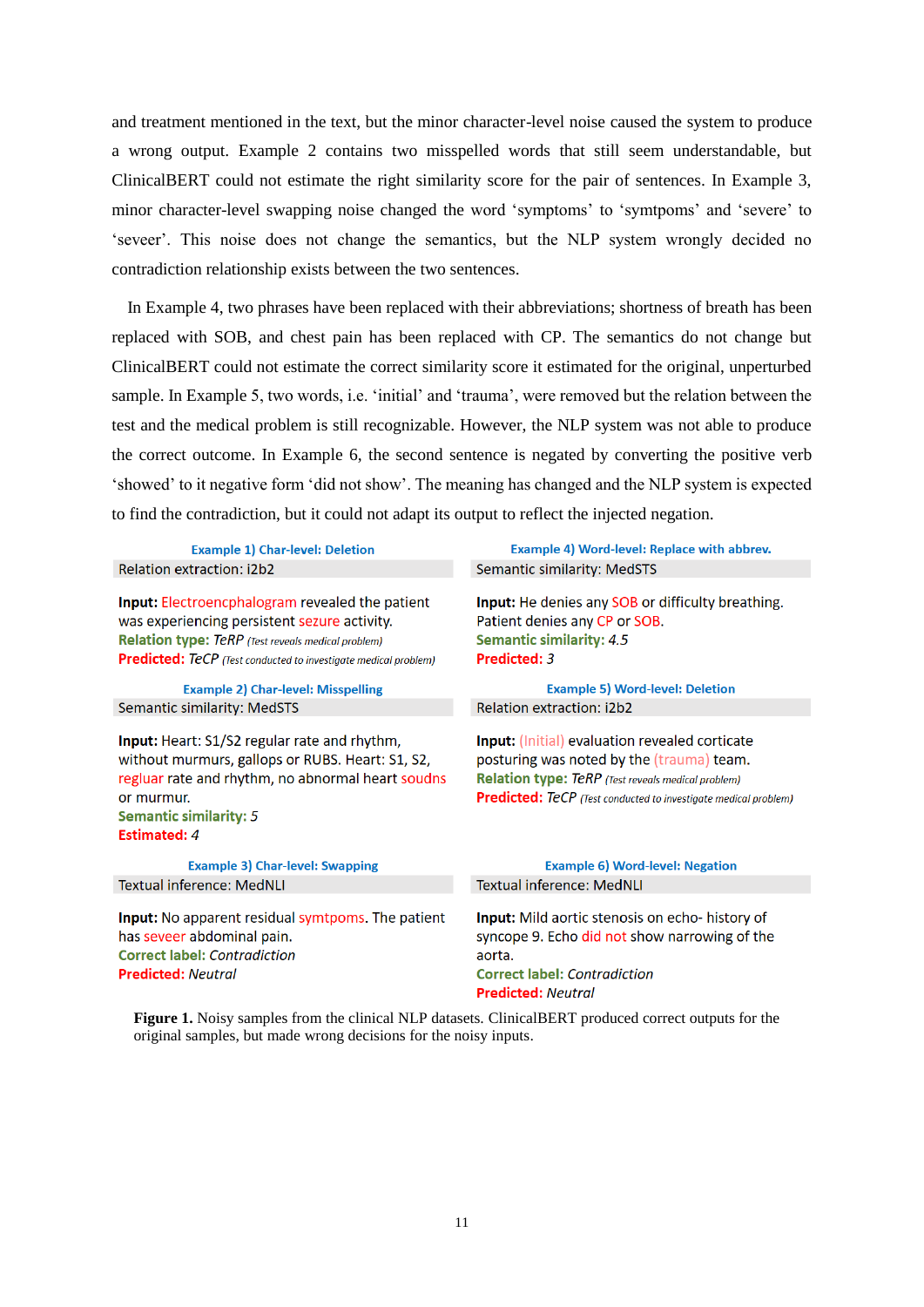and treatment mentioned in the text, but the minor character-level noise caused the system to produce a wrong output. Example 2 contains two misspelled words that still seem understandable, but ClinicalBERT could not estimate the right similarity score for the pair of sentences. In Example 3, minor character-level swapping noise changed the word 'symptoms' to 'symtpoms' and 'severe' to 'seveer'. This noise does not change the semantics, but the NLP system wrongly decided no contradiction relationship exists between the two sentences.

In Example 4, two phrases have been replaced with their abbreviations; shortness of breath has been replaced with SOB, and chest pain has been replaced with CP. The semantics do not change but ClinicalBERT could not estimate the correct similarity score it estimated for the original, unperturbed sample. In Example 5, two words, i.e. 'initial' and 'trauma', were removed but the relation between the test and the medical problem is still recognizable. However, the NLP system was not able to produce the correct outcome. In Example 6, the second sentence is negated by converting the positive verb 'showed' to it negative form 'did not show'. The meaning has changed and the NLP system is expected to find the contradiction, but it could not adapt its output to reflect the injected negation.

**Example 1) Char-level: Deletion**

Relation extraction: i2b2

**Input:** Electroencphalogram revealed the patient was experiencing persistent sezure activity.
**Relation type:** *TeRP (Test reveals medical problem)*
**Predicted:** *TeCP (Test conducted to investigate medical problem)*

**Example 2) Char-level: Misspelling**

Semantic similarity: MedSTS

**Input:** Heart: S1/S2 regular rate and rhythm, without murmurs, gallops or RUBS. Heart: S1, S2, regluar rate and rhythm, no abnormal heart soudns or murmur.
**Semantic similarity:** *5*
**Estimated:** *4*

**Example 3) Char-level: Swapping**

Textual inference: MedNLI

**Input:** No apparent residual symtpoms. The patient has seveer abdominal pain.
**Correct label:** *Contradiction*
**Predicted:** *Neutral*

**Example 4) Word-level: Replace with abbrev.**

Semantic similarity: MedSTS

**Input:** He denies any SOB or difficulty breathing. Patient denies any CP or SOB.
**Semantic similarity:** *4.5*
**Predicted:** *3*

**Example 5) Word-level: Deletion**

Relation extraction: i2b2

**Input:** (Initial) evaluation revealed corticate posturing was noted by the (trauma) team.
**Relation type:** *TeRP (Test reveals medical problem)*
**Predicted:** *TeCP (Test conducted to investigate medical problem)*

**Example 6) Word-level: Negation**

Textual inference: MedNLI

**Input:** Mild aortic stenosis on echo- history of syncope 9. Echo did not show narrowing of the aorta.
**Correct label:** *Contradiction*
**Predicted:** *Neutral*

**Figure 1.** Noisy samples from the clinical NLP datasets. ClinicalBERT produced correct outputs for the original samples, but made wrong decisions for the noisy inputs.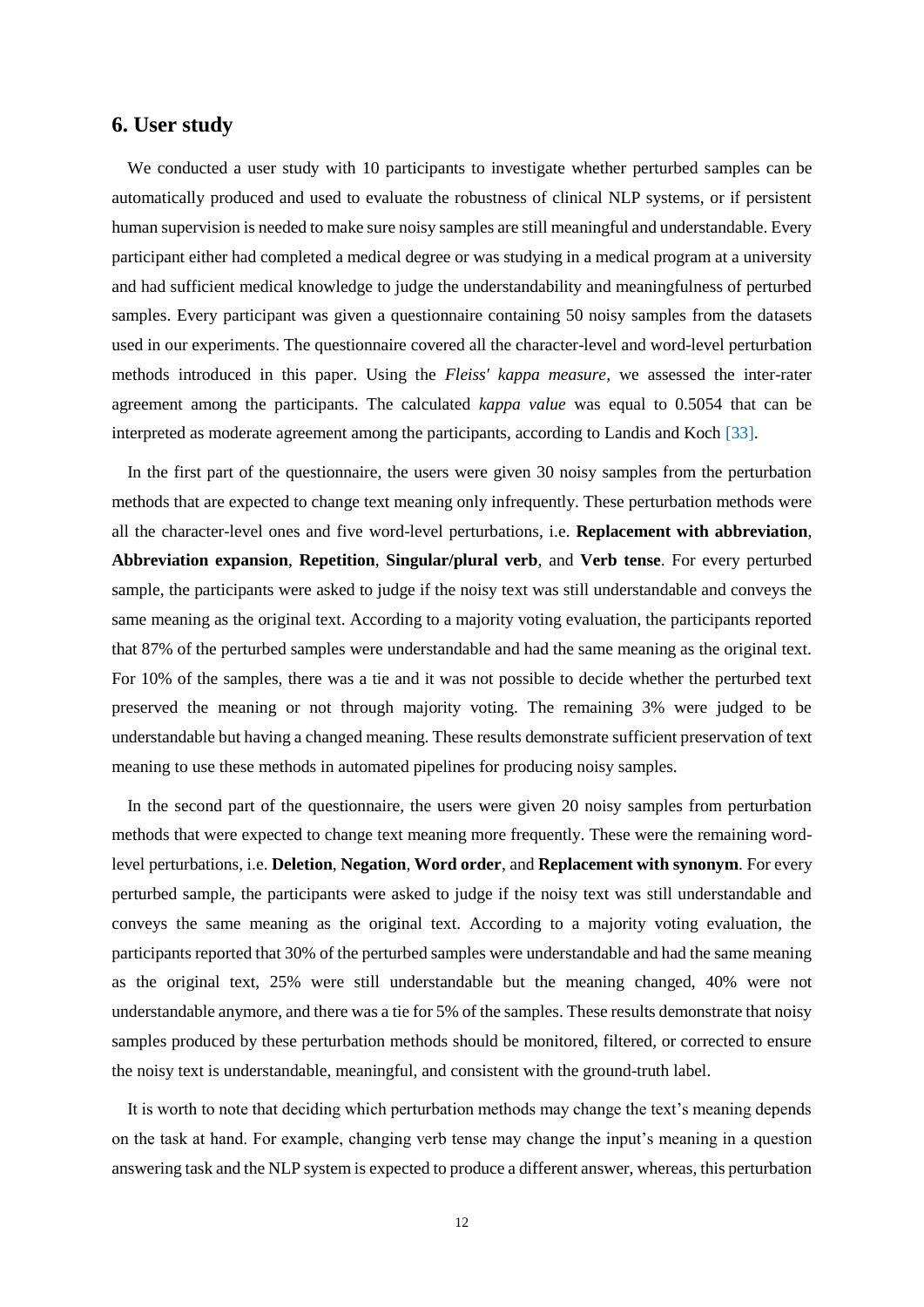## 6. User study

We conducted a user study with 10 participants to investigate whether perturbed samples can be automatically produced and used to evaluate the robustness of clinical NLP systems, or if persistent human supervision is needed to make sure noisy samples are still meaningful and understandable. Every participant either had completed a medical degree or was studying in a medical program at a university and had sufficient medical knowledge to judge the understandability and meaningfulness of perturbed samples. Every participant was given a questionnaire containing 50 noisy samples from the datasets used in our experiments. The questionnaire covered all the character-level and word-level perturbation methods introduced in this paper. Using the *Fleiss' kappa measure*, we assessed the inter-rater agreement among the participants. The calculated *kappa value* was equal to 0.5054 that can be interpreted as moderate agreement among the participants, according to Landis and Koch [33].

In the first part of the questionnaire, the users were given 30 noisy samples from the perturbation methods that are expected to change text meaning only infrequently. These perturbation methods were all the character-level ones and five word-level perturbations, i.e. **Replacement with abbreviation**, **Abbreviation expansion**, **Repetition**, **Singular/plural verb**, and **Verb tense**. For every perturbed sample, the participants were asked to judge if the noisy text was still understandable and conveys the same meaning as the original text. According to a majority voting evaluation, the participants reported that 87% of the perturbed samples were understandable and had the same meaning as the original text. For 10% of the samples, there was a tie and it was not possible to decide whether the perturbed text preserved the meaning or not through majority voting. The remaining 3% were judged to be understandable but having a changed meaning. These results demonstrate sufficient preservation of text meaning to use these methods in automated pipelines for producing noisy samples.

In the second part of the questionnaire, the users were given 20 noisy samples from perturbation methods that were expected to change text meaning more frequently. These were the remaining word-level perturbations, i.e. **Deletion**, **Negation**, **Word order**, and **Replacement with synonym**. For every perturbed sample, the participants were asked to judge if the noisy text was still understandable and conveys the same meaning as the original text. According to a majority voting evaluation, the participants reported that 30% of the perturbed samples were understandable and had the same meaning as the original text, 25% were still understandable but the meaning changed, 40% were not understandable anymore, and there was a tie for 5% of the samples. These results demonstrate that noisy samples produced by these perturbation methods should be monitored, filtered, or corrected to ensure the noisy text is understandable, meaningful, and consistent with the ground-truth label.

It is worth to note that deciding which perturbation methods may change the text's meaning depends on the task at hand. For example, changing verb tense may change the input's meaning in a question answering task and the NLP system is expected to produce a different answer, whereas, this perturbation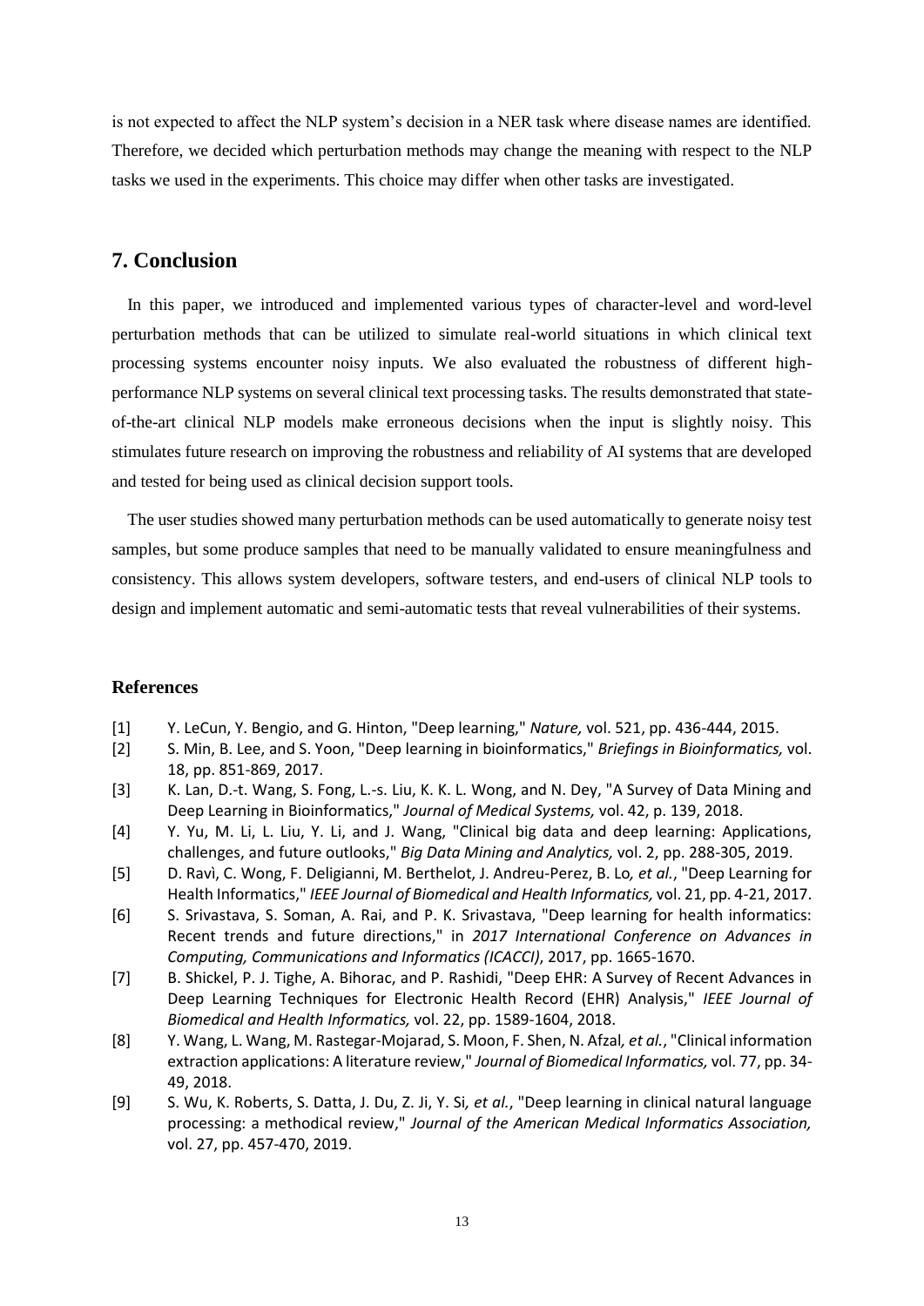is not expected to affect the NLP system's decision in a NER task where disease names are identified. Therefore, we decided which perturbation methods may change the meaning with respect to the NLP tasks we used in the experiments. This choice may differ when other tasks are investigated.

## 7. Conclusion

In this paper, we introduced and implemented various types of character-level and word-level perturbation methods that can be utilized to simulate real-world situations in which clinical text processing systems encounter noisy inputs. We also evaluated the robustness of different high-performance NLP systems on several clinical text processing tasks. The results demonstrated that state-of-the-art clinical NLP models make erroneous decisions when the input is slightly noisy. This stimulates future research on improving the robustness and reliability of AI systems that are developed and tested for being used as clinical decision support tools.

The user studies showed many perturbation methods can be used automatically to generate noisy test samples, but some produce samples that need to be manually validated to ensure meaningfulness and consistency. This allows system developers, software testers, and end-users of clinical NLP tools to design and implement automatic and semi-automatic tests that reveal vulnerabilities of their systems.

### References

[1] Y. LeCun, Y. Bengio, and G. Hinton, "Deep learning," *Nature,* vol. 521, pp. 436-444, 2015.

[2] S. Min, B. Lee, and S. Yoon, "Deep learning in bioinformatics," *Briefings in Bioinformatics,* vol. 18, pp. 851-869, 2017.

[3] K. Lan, D.-t. Wang, S. Fong, L.-s. Liu, K. K. L. Wong, and N. Dey, "A Survey of Data Mining and Deep Learning in Bioinformatics," *Journal of Medical Systems,* vol. 42, p. 139, 2018.

[4] Y. Yu, M. Li, L. Liu, Y. Li, and J. Wang, "Clinical big data and deep learning: Applications, challenges, and future outlooks," *Big Data Mining and Analytics,* vol. 2, pp. 288-305, 2019.

[5] D. Ravì, C. Wong, F. Deligianni, M. Berthelot, J. Andreu-Perez, B. Lo*, et al.*, "Deep Learning for Health Informatics," *IEEE Journal of Biomedical and Health Informatics,* vol. 21, pp. 4-21, 2017.

[6] S. Srivastava, S. Soman, A. Rai, and P. K. Srivastava, "Deep learning for health informatics: Recent trends and future directions," in *2017 International Conference on Advances in Computing, Communications and Informatics (ICACCI)*, 2017, pp. 1665-1670.

[7] B. Shickel, P. J. Tighe, A. Bihorac, and P. Rashidi, "Deep EHR: A Survey of Recent Advances in Deep Learning Techniques for Electronic Health Record (EHR) Analysis," *IEEE Journal of Biomedical and Health Informatics,* vol. 22, pp. 1589-1604, 2018.

[8] Y. Wang, L. Wang, M. Rastegar-Mojarad, S. Moon, F. Shen, N. Afzal*, et al.*, "Clinical information extraction applications: A literature review," *Journal of Biomedical Informatics,* vol. 77, pp. 34-49, 2018.

[9] S. Wu, K. Roberts, S. Datta, J. Du, Z. Ji, Y. Si*, et al.*, "Deep learning in clinical natural language processing: a methodical review," *Journal of the American Medical Informatics Association,* vol. 27, pp. 457-470, 2019.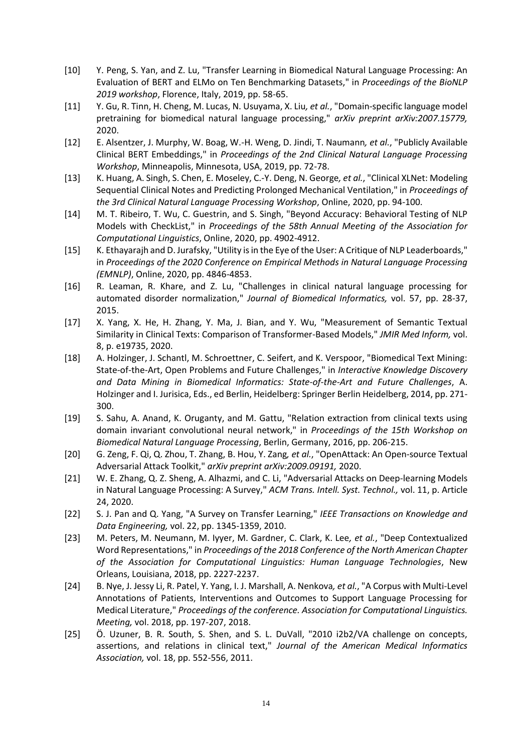[10] Y. Peng, S. Yan, and Z. Lu, "Transfer Learning in Biomedical Natural Language Processing: An Evaluation of BERT and ELMo on Ten Benchmarking Datasets," in *Proceedings of the BioNLP 2019 workshop*, Florence, Italy, 2019, pp. 58-65.

[11] Y. Gu, R. Tinn, H. Cheng, M. Lucas, N. Usuyama, X. Liu*, et al.*, "Domain-specific language model pretraining for biomedical natural language processing," *arXiv preprint arXiv:2007.15779,* 2020.

[12] E. Alsentzer, J. Murphy, W. Boag, W.-H. Weng, D. Jindi, T. Naumann*, et al.*, "Publicly Available Clinical BERT Embeddings," in *Proceedings of the 2nd Clinical Natural Language Processing Workshop*, Minneapolis, Minnesota, USA, 2019, pp. 72-78.

[13] K. Huang, A. Singh, S. Chen, E. Moseley, C.-Y. Deng, N. George*, et al.*, "Clinical XLNet: Modeling Sequential Clinical Notes and Predicting Prolonged Mechanical Ventilation," in *Proceedings of the 3rd Clinical Natural Language Processing Workshop*, Online, 2020, pp. 94-100.

[14] M. T. Ribeiro, T. Wu, C. Guestrin, and S. Singh, "Beyond Accuracy: Behavioral Testing of NLP Models with CheckList," in *Proceedings of the 58th Annual Meeting of the Association for Computational Linguistics*, Online, 2020, pp. 4902-4912.

[15] K. Ethayarajh and D. Jurafsky, "Utility is in the Eye of the User: A Critique of NLP Leaderboards," in *Proceedings of the 2020 Conference on Empirical Methods in Natural Language Processing (EMNLP)*, Online, 2020, pp. 4846-4853.

[16] R. Leaman, R. Khare, and Z. Lu, "Challenges in clinical natural language processing for automated disorder normalization," *Journal of Biomedical Informatics,* vol. 57, pp. 28-37, 2015.

[17] X. Yang, X. He, H. Zhang, Y. Ma, J. Bian, and Y. Wu, "Measurement of Semantic Textual Similarity in Clinical Texts: Comparison of Transformer-Based Models," *JMIR Med Inform,* vol. 8, p. e19735, 2020.

[18] A. Holzinger, J. Schantl, M. Schroettner, C. Seifert, and K. Verspoor, "Biomedical Text Mining: State-of-the-Art, Open Problems and Future Challenges," in *Interactive Knowledge Discovery and Data Mining in Biomedical Informatics: State-of-the-Art and Future Challenges*, A. Holzinger and I. Jurisica, Eds., ed Berlin, Heidelberg: Springer Berlin Heidelberg, 2014, pp. 271-300.

[19] S. Sahu, A. Anand, K. Oruganty, and M. Gattu, "Relation extraction from clinical texts using domain invariant convolutional neural network," in *Proceedings of the 15th Workshop on Biomedical Natural Language Processing*, Berlin, Germany, 2016, pp. 206-215.

[20] G. Zeng, F. Qi, Q. Zhou, T. Zhang, B. Hou, Y. Zang*, et al.*, "OpenAttack: An Open-source Textual Adversarial Attack Toolkit," *arXiv preprint arXiv:2009.09191,* 2020.

[21] W. E. Zhang, Q. Z. Sheng, A. Alhazmi, and C. Li, "Adversarial Attacks on Deep-learning Models in Natural Language Processing: A Survey," *ACM Trans. Intell. Syst. Technol.,* vol. 11, p. Article 24, 2020.

[22] S. J. Pan and Q. Yang, "A Survey on Transfer Learning," *IEEE Transactions on Knowledge and Data Engineering,* vol. 22, pp. 1345-1359, 2010.

[23] M. Peters, M. Neumann, M. Iyyer, M. Gardner, C. Clark, K. Lee*, et al.*, "Deep Contextualized Word Representations," in *Proceedings of the 2018 Conference of the North American Chapter of the Association for Computational Linguistics: Human Language Technologies*, New Orleans, Louisiana, 2018, pp. 2227-2237.

[24] B. Nye, J. Jessy Li, R. Patel, Y. Yang, I. J. Marshall, A. Nenkova*, et al.*, "A Corpus with Multi-Level Annotations of Patients, Interventions and Outcomes to Support Language Processing for Medical Literature," *Proceedings of the conference. Association for Computational Linguistics. Meeting,* vol. 2018, pp. 197-207, 2018.

[25] Ö. Uzuner, B. R. South, S. Shen, and S. L. DuVall, "2010 i2b2/VA challenge on concepts, assertions, and relations in clinical text," *Journal of the American Medical Informatics Association,* vol. 18, pp. 552-556, 2011.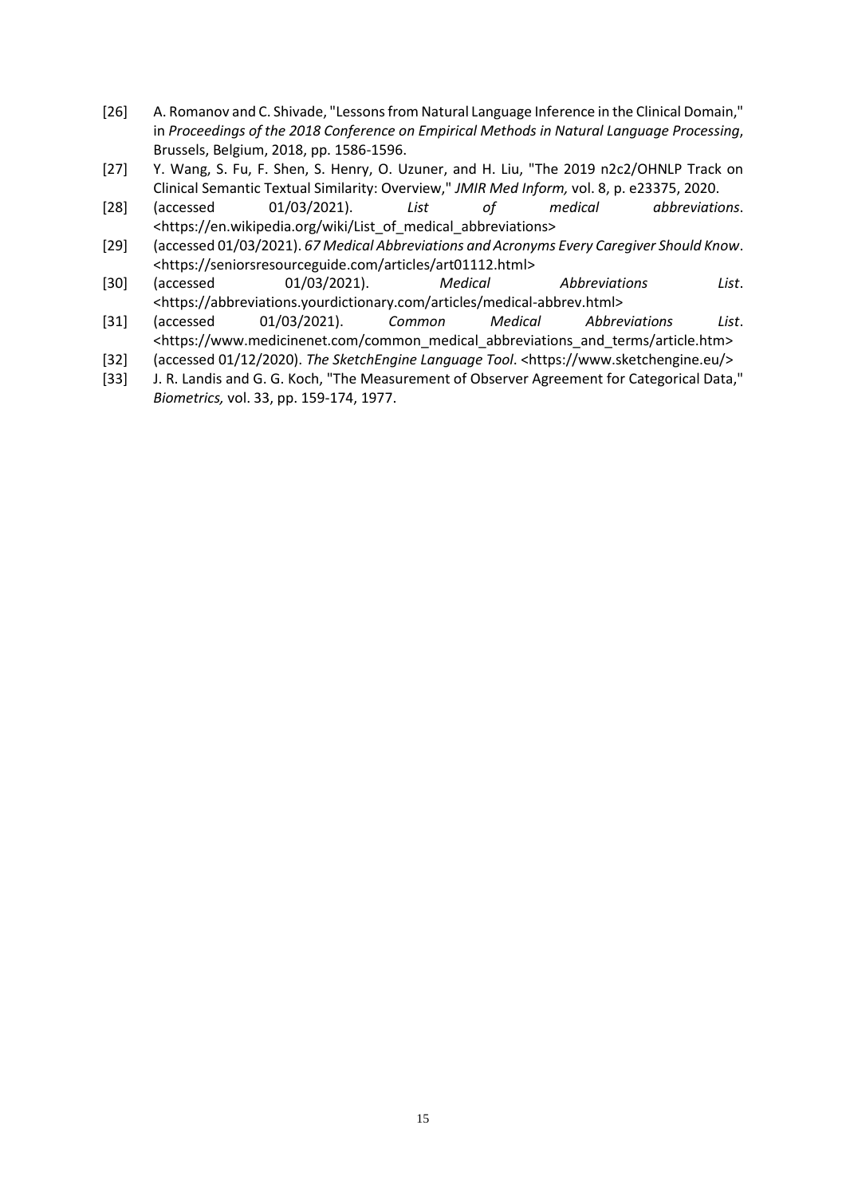[26] A. Romanov and C. Shivade, "Lessons from Natural Language Inference in the Clinical Domain," in *Proceedings of the 2018 Conference on Empirical Methods in Natural Language Processing*, Brussels, Belgium, 2018, pp. 1586-1596.

[27] Y. Wang, S. Fu, F. Shen, S. Henry, O. Uzuner, and H. Liu, "The 2019 n2c2/OHNLP Track on Clinical Semantic Textual Similarity: Overview," *JMIR Med Inform,* vol. 8, p. e23375, 2020.

[28] (accessed 01/03/2021). *List of medical abbreviations*. <https://en.wikipedia.org/wiki/List_of_medical_abbreviations>

[29] (accessed 01/03/2021). *67 Medical Abbreviations and Acronyms Every Caregiver Should Know*. <https://seniorsresourceguide.com/articles/art01112.html>

[30] (accessed 01/03/2021). *Medical Abbreviations List*. <https://abbreviations.yourdictionary.com/articles/medical-abbrev.html>

[31] (accessed 01/03/2021). *Common Medical Abbreviations List*. <https://www.medicinenet.com/common_medical_abbreviations_and_terms/article.htm>

[32] (accessed 01/12/2020). *The SketchEngine Language Tool*. <https://www.sketchengine.eu/>

[33] J. R. Landis and G. G. Koch, "The Measurement of Observer Agreement for Categorical Data," *Biometrics,* vol. 33, pp. 159-174, 1977.